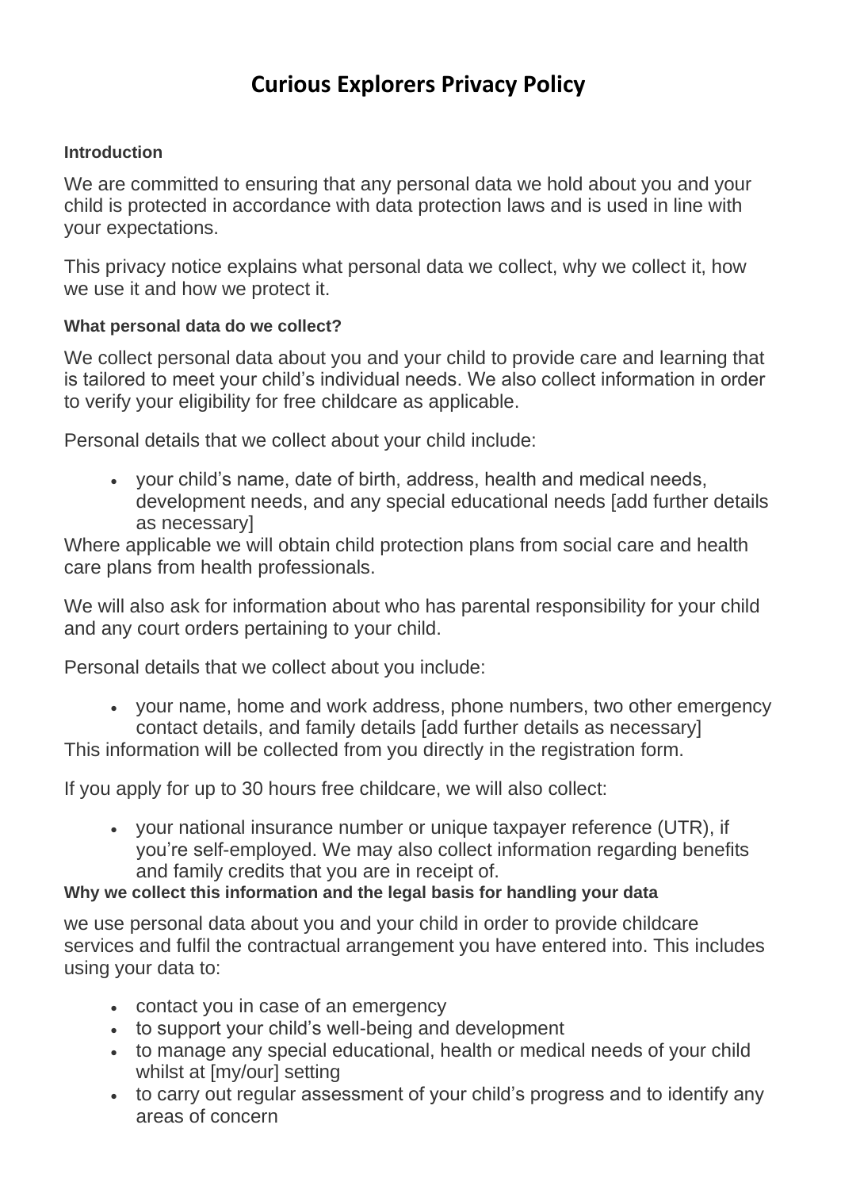# Curious Explorers Privacy Policy

### Introduction

We are committed to ensuring that any personal data we hold about you and your child is protected in accordance with data protection laws and is used in line with your expectations.

This privacy notice explains what personal data we collect, why we collect it, how we use it and how we protect it.

### What personal data do we collect?

We collect personal data about you and your child to provide care and learning that is tailored to meet your child's individual needs. We also collect information in order to verify your eligibility for free childcare as applicable.

Personal details that we collect about your child include:

- your child's name, date of birth, address, health and medical needs, development needs, and any special educational needs [add further details as necessary]

Where applicable we will obtain child protection plans from social care and health care plans from health professionals.

We will also ask for information about who has parental responsibility for your child and any court orders pertaining to your child.

Personal details that we collect about you include:

- your name, home and work address, phone numbers, two other emergency contact details, and family details [add further details as necessary]

This information will be collected from you directly in the registration form.

If you apply for up to 30 hours free childcare, we will also collect:

- your national insurance number or unique taxpayer reference (UTR), if you're self-employed. We may also collect information regarding benefits and family credits that you are in receipt of.

### Why we collect this information and the legal basis for handling your data

we use personal data about you and your child in order to provide childcare services and fulfil the contractual arrangement you have entered into. This includes using your data to:

- contact you in case of an emergency
- to support your child's well-being and development
- to manage any special educational, health or medical needs of your child whilst at [my/our] setting
- to carry out regular assessment of your child's progress and to identify any areas of concern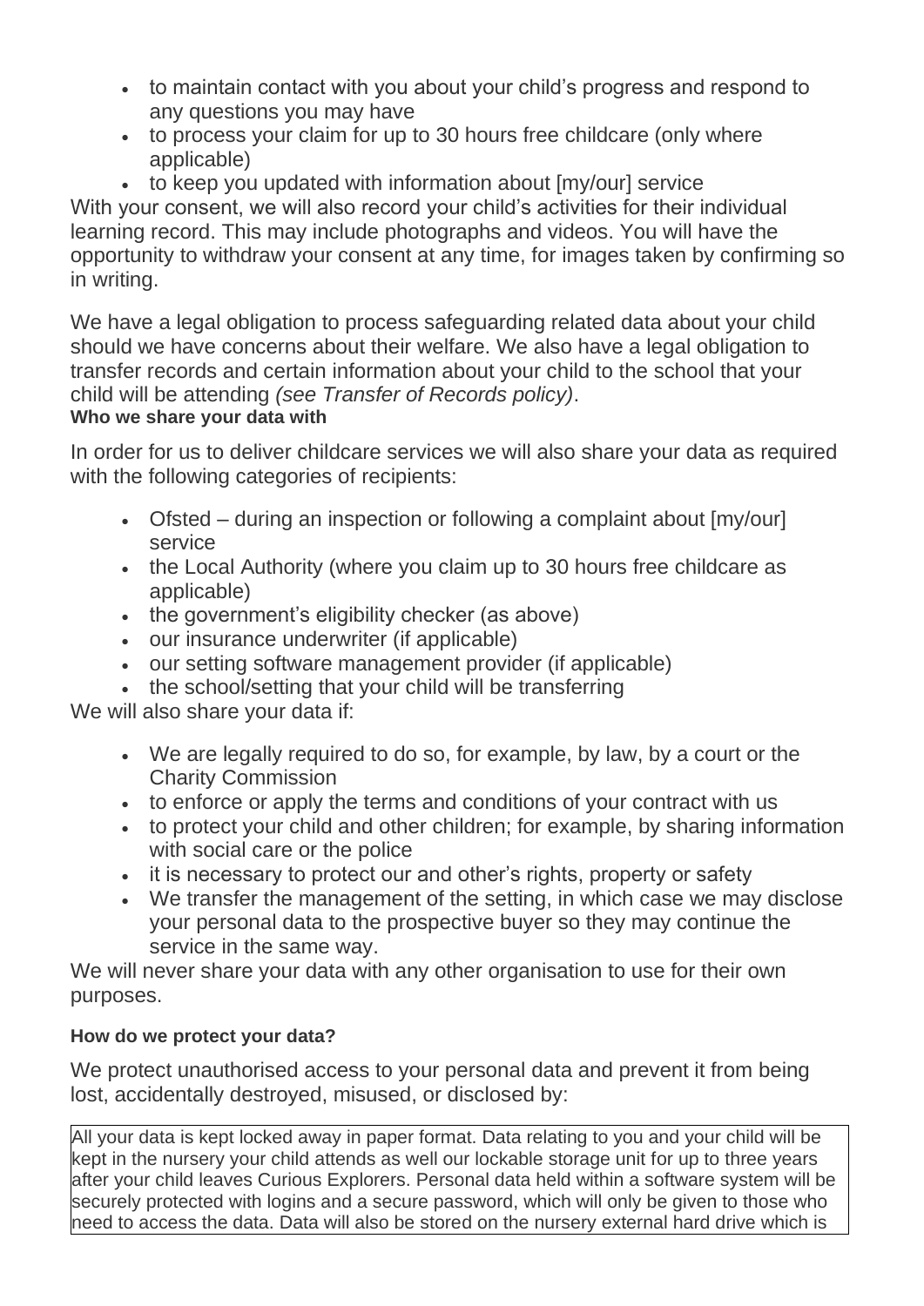- to maintain contact with you about your child's progress and respond to any questions you may have
- to process your claim for up to 30 hours free childcare (only where applicable)
- to keep you updated with information about [my/our] service

With your consent, we will also record your child's activities for their individual learning record. This may include photographs and videos. You will have the opportunity to withdraw your consent at any time, for images taken by confirming so in writing.

We have a legal obligation to process safeguarding related data about your child should we have concerns about their welfare. We also have a legal obligation to transfer records and certain information about your child to the school that your child will be attending *(see Transfer of Records policy)*.

**Who we share your data with**

In order for us to deliver childcare services we will also share your data as required with the following categories of recipients:

- Ofsted – during an inspection or following a complaint about [my/our] service
- the Local Authority (where you claim up to 30 hours free childcare as applicable)
- the government's eligibility checker (as above)
- our insurance underwriter (if applicable)
- our setting software management provider (if applicable)
- the school/setting that your child will be transferring

We will also share your data if:

- We are legally required to do so, for example, by law, by a court or the Charity Commission
- to enforce or apply the terms and conditions of your contract with us
- to protect your child and other children; for example, by sharing information with social care or the police
- it is necessary to protect our and other's rights, property or safety
- We transfer the management of the setting, in which case we may disclose your personal data to the prospective buyer so they may continue the service in the same way.

We will never share your data with any other organisation to use for their own purposes.

**How do we protect your data?**

We protect unauthorised access to your personal data and prevent it from being lost, accidentally destroyed, misused, or disclosed by:

All your data is kept locked away in paper format. Data relating to you and your child will be kept in the nursery your child attends as well our lockable storage unit for up to three years after your child leaves Curious Explorers. Personal data held within a software system will be securely protected with logins and a secure password, which will only be given to those who need to access the data. Data will also be stored on the nursery external hard drive which is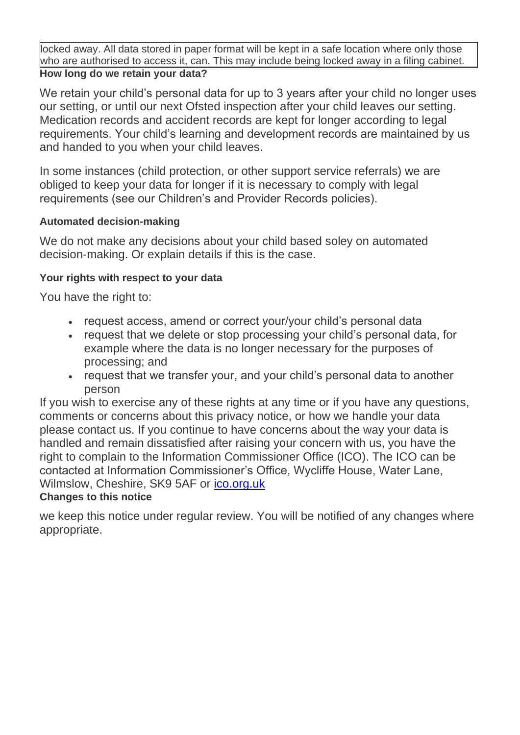locked away. All data stored in paper format will be kept in a safe location where only those who are authorised to access it, can. This may include being locked away in a filing cabinet.

**How long do we retain your data?**

We retain your child's personal data for up to 3 years after your child no longer uses our setting, or until our next Ofsted inspection after your child leaves our setting. Medication records and accident records are kept for longer according to legal requirements. Your child's learning and development records are maintained by us and handed to you when your child leaves.

In some instances (child protection, or other support service referrals) we are obliged to keep your data for longer if it is necessary to comply with legal requirements (see our Children's and Provider Records policies).

**Automated decision-making**

We do not make any decisions about your child based soley on automated decision-making. Or explain details if this is the case.

**Your rights with respect to your data**

You have the right to:

- request access, amend or correct your/your child's personal data
- request that we delete or stop processing your child's personal data, for example where the data is no longer necessary for the purposes of processing; and
- request that we transfer your, and your child's personal data to another person

If you wish to exercise any of these rights at any time or if you have any questions, comments or concerns about this privacy notice, or how we handle your data please contact us. If you continue to have concerns about the way your data is handled and remain dissatisfied after raising your concern with us, you have the right to complain to the Information Commissioner Office (ICO). The ICO can be contacted at Information Commissioner's Office, Wycliffe House, Water Lane, Wilmslow, Cheshire, SK9 5AF or [ico.org.uk](ico.org.uk)

**Changes to this notice**

we keep this notice under regular review. You will be notified of any changes where appropriate.